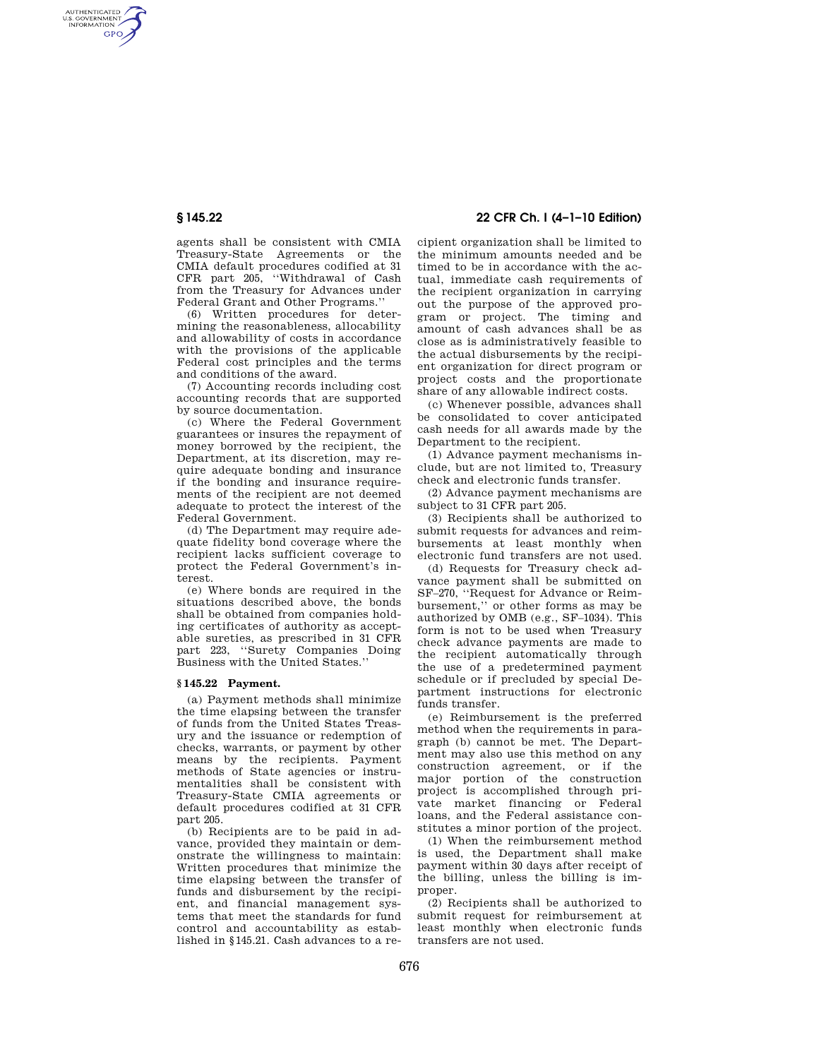agents shall be consistent with CMIA Treasury-State Agreements or the CMIA default procedures codified at 31 CFR part 205, ''Withdrawal of Cash from the Treasury for Advances under Federal Grant and Other Programs.''

(6) Written procedures for determining the reasonableness, allocability and allowability of costs in accordance with the provisions of the applicable Federal cost principles and the terms and conditions of the award.

(7) Accounting records including cost accounting records that are supported by source documentation.

(c) Where the Federal Government guarantees or insures the repayment of money borrowed by the recipient, the Department, at its discretion, may require adequate bonding and insurance if the bonding and insurance requirements of the recipient are not deemed adequate to protect the interest of the Federal Government.

(d) The Department may require adequate fidelity bond coverage where the recipient lacks sufficient coverage to protect the Federal Government's interest.

(e) Where bonds are required in the situations described above, the bonds shall be obtained from companies holding certificates of authority as acceptable sureties, as prescribed in 31 CFR part 223, ''Surety Companies Doing Business with the United States.''

### § 145.22 Payment.

(a) Payment methods shall minimize the time elapsing between the transfer of funds from the United States Treasury and the issuance or redemption of checks, warrants, or payment by other means by the recipients. Payment methods of State agencies or instrumentalities shall be consistent with Treasury-State CMIA agreements or default procedures codified at 31 CFR part 205.

(b) Recipients are to be paid in advance, provided they maintain or demonstrate the willingness to maintain: Written procedures that minimize the time elapsing between the transfer of funds and disbursement by the recipient, and financial management systems that meet the standards for fund control and accountability as established in §145.21. Cash advances to a recipient organization shall be limited to the minimum amounts needed and be timed to be in accordance with the actual, immediate cash requirements of the recipient organization in carrying out the purpose of the approved program or project. The timing and amount of cash advances shall be as close as is administratively feasible to the actual disbursements by the recipient organization for direct program or project costs and the proportionate share of any allowable indirect costs.

(c) Whenever possible, advances shall be consolidated to cover anticipated cash needs for all awards made by the Department to the recipient.

(1) Advance payment mechanisms include, but are not limited to, Treasury check and electronic funds transfer.

(2) Advance payment mechanisms are subject to 31 CFR part 205.

(3) Recipients shall be authorized to submit requests for advances and reimbursements at least monthly when electronic fund transfers are not used.

(d) Requests for Treasury check advance payment shall be submitted on SF–270, ''Request for Advance or Reimbursement,'' or other forms as may be authorized by OMB (e.g., SF–1034). This form is not to be used when Treasury check advance payments are made to the recipient automatically through the use of a predetermined payment schedule or if precluded by special Department instructions for electronic funds transfer.

(e) Reimbursement is the preferred method when the requirements in paragraph (b) cannot be met. The Department may also use this method on any construction agreement, or if the major portion of the construction project is accomplished through private market financing or Federal loans, and the Federal assistance constitutes a minor portion of the project.

(1) When the reimbursement method is used, the Department shall make payment within 30 days after receipt of the billing, unless the billing is improper.

(2) Recipients shall be authorized to submit request for reimbursement at least monthly when electronic funds transfers are not used.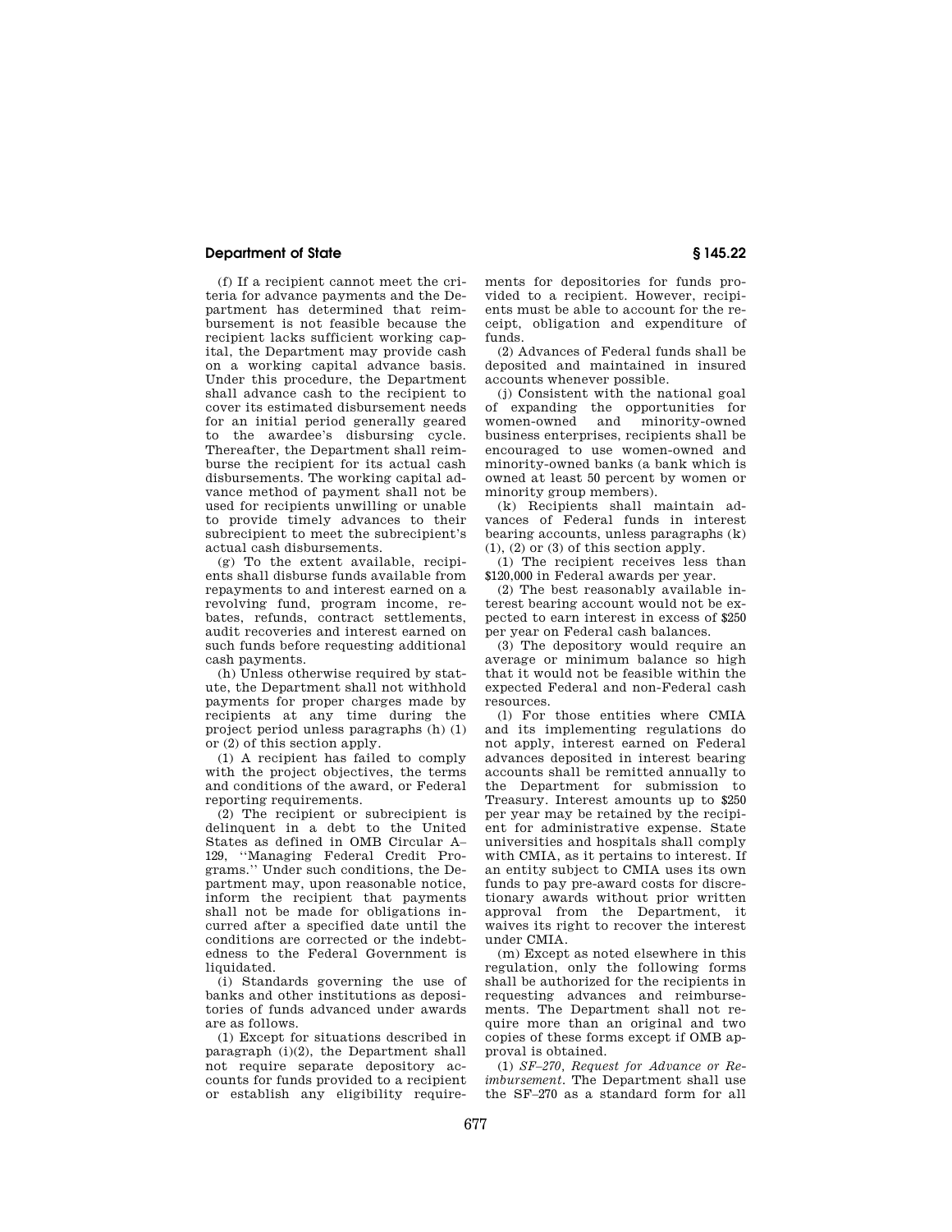(f) If a recipient cannot meet the criteria for advance payments and the Department has determined that reimbursement is not feasible because the recipient lacks sufficient working capital, the Department may provide cash on a working capital advance basis. Under this procedure, the Department shall advance cash to the recipient to cover its estimated disbursement needs for an initial period generally geared to the awardee's disbursing cycle. Thereafter, the Department shall reimburse the recipient for its actual cash disbursements. The working capital advance method of payment shall not be used for recipients unwilling or unable to provide timely advances to their subrecipient to meet the subrecipient's actual cash disbursements.

(g) To the extent available, recipients shall disburse funds available from repayments to and interest earned on a revolving fund, program income, rebates, refunds, contract settlements, audit recoveries and interest earned on such funds before requesting additional cash payments.

(h) Unless otherwise required by statute, the Department shall not withhold payments for proper charges made by recipients at any time during the project period unless paragraphs (h) (1) or (2) of this section apply.

(1) A recipient has failed to comply with the project objectives, the terms and conditions of the award, or Federal reporting requirements.

(2) The recipient or subrecipient is delinquent in a debt to the United States as defined in OMB Circular A–129, "Managing Federal Credit Programs." Under such conditions, the Department may, upon reasonable notice, inform the recipient that payments shall not be made for obligations incurred after a specified date until the conditions are corrected or the indebtedness to the Federal Government is liquidated.

(i) Standards governing the use of banks and other institutions as depositories of funds advanced under awards are as follows.

(1) Except for situations described in paragraph (i)(2), the Department shall not require separate depository accounts for funds provided to a recipient or establish any eligibility requirements for depositories for funds provided to a recipient. However, recipients must be able to account for the receipt, obligation and expenditure of funds.

(2) Advances of Federal funds shall be deposited and maintained in insured accounts whenever possible.

(j) Consistent with the national goal of expanding the opportunities for women-owned and minority-owned business enterprises, recipients shall be encouraged to use women-owned and minority-owned banks (a bank which is owned at least 50 percent by women or minority group members).

(k) Recipients shall maintain advances of Federal funds in interest bearing accounts, unless paragraphs (k) (1), (2) or (3) of this section apply.

(1) The recipient receives less than $120,000 in Federal awards per year.

(2) The best reasonably available interest bearing account would not be expected to earn interest in excess of $250 per year on Federal cash balances.

(3) The depository would require an average or minimum balance so high that it would not be feasible within the expected Federal and non-Federal cash resources.

(l) For those entities where CMIA and its implementing regulations do not apply, interest earned on Federal advances deposited in interest bearing accounts shall be remitted annually to the Department for submission to Treasury. Interest amounts up to $250 per year may be retained by the recipient for administrative expense. State universities and hospitals shall comply with CMIA, as it pertains to interest. If an entity subject to CMIA uses its own funds to pay pre-award costs for discretionary awards without prior written approval from the Department, it waives its right to recover the interest under CMIA.

(m) Except as noted elsewhere in this regulation, only the following forms shall be authorized for the recipients in requesting advances and reimbursements. The Department shall not require more than an original and two copies of these forms except if OMB approval is obtained.

(1) *SF–270, Request for Advance or Reimbursement.* The Department shall use the SF–270 as a standard form for all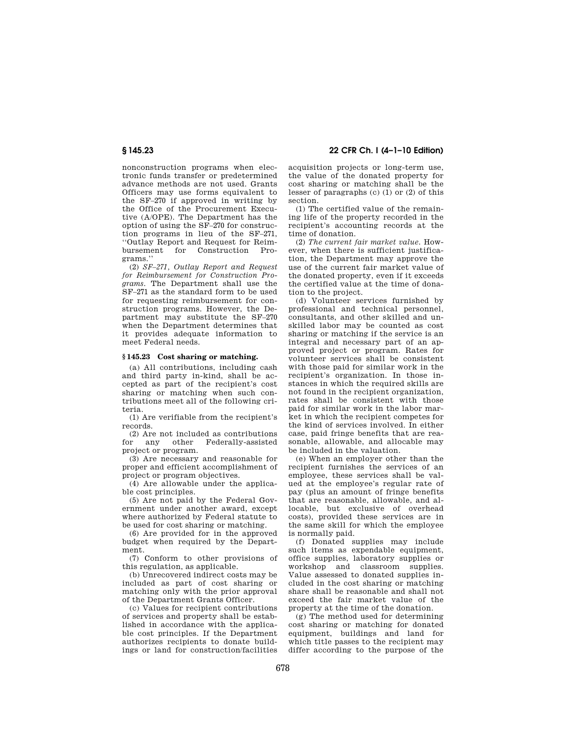nonconstruction programs when electronic funds transfer or predetermined advance methods are not used. Grants Officers may use forms equivalent to the SF–270 if approved in writing by the Office of the Procurement Executive (A/OPE). The Department has the option of using the SF–270 for construction programs in lieu of the SF–271, ''Outlay Report and Request for Reimbursement for Construction Programs.''

(2) *SF–271, Outlay Report and Request for Reimbursement for Construction Programs.* The Department shall use the SF–271 as the standard form to be used for requesting reimbursement for construction programs. However, the Department may substitute the SF–270 when the Department determines that it provides adequate information to meet Federal needs.

### § 145.23 Cost sharing or matching.

(a) All contributions, including cash and third party in-kind, shall be accepted as part of the recipient's cost sharing or matching when such contributions meet all of the following criteria.

(1) Are verifiable from the recipient's records.

(2) Are not included as contributions for any other Federally-assisted project or program.

(3) Are necessary and reasonable for proper and efficient accomplishment of project or program objectives.

(4) Are allowable under the applicable cost principles.

(5) Are not paid by the Federal Government under another award, except where authorized by Federal statute to be used for cost sharing or matching.

(6) Are provided for in the approved budget when required by the Department.

(7) Conform to other provisions of this regulation, as applicable.

(b) Unrecovered indirect costs may be included as part of cost sharing or matching only with the prior approval of the Department Grants Officer.

(c) Values for recipient contributions of services and property shall be established in accordance with the applicable cost principles. If the Department authorizes recipients to donate buildings or land for construction/facilities acquisition projects or long-term use, the value of the donated property for cost sharing or matching shall be the lesser of paragraphs (c) (1) or (2) of this section.

(1) The certified value of the remaining life of the property recorded in the recipient's accounting records at the time of donation.

(2) *The current fair market value.* However, when there is sufficient justification, the Department may approve the use of the current fair market value of the donated property, even if it exceeds the certified value at the time of donation to the project.

(d) Volunteer services furnished by professional and technical personnel, consultants, and other skilled and unskilled labor may be counted as cost sharing or matching if the service is an integral and necessary part of an approved project or program. Rates for volunteer services shall be consistent with those paid for similar work in the recipient's organization. In those instances in which the required skills are not found in the recipient organization, rates shall be consistent with those paid for similar work in the labor market in which the recipient competes for the kind of services involved. In either case, paid fringe benefits that are reasonable, allowable, and allocable may be included in the valuation.

(e) When an employer other than the recipient furnishes the services of an employee, these services shall be valued at the employee's regular rate of pay (plus an amount of fringe benefits that are reasonable, allowable, and allocable, but exclusive of overhead costs), provided these services are in the same skill for which the employee is normally paid.

(f) Donated supplies may include such items as expendable equipment, office supplies, laboratory supplies or workshop and classroom supplies. Value assessed to donated supplies included in the cost sharing or matching share shall be reasonable and shall not exceed the fair market value of the property at the time of the donation.

(g) The method used for determining cost sharing or matching for donated equipment, buildings and land for which title passes to the recipient may differ according to the purpose of the